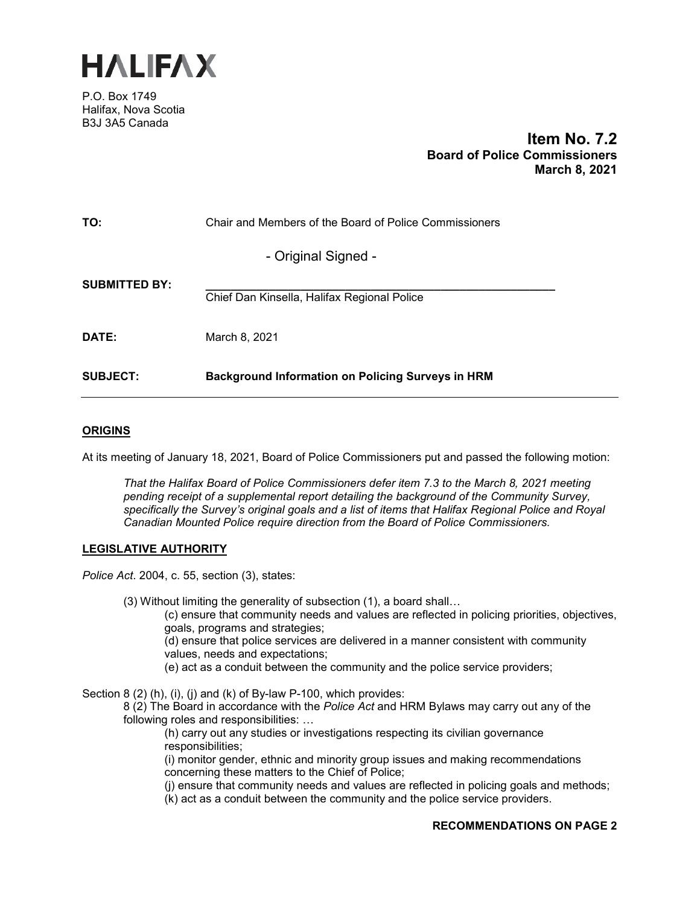# HALIFAX

P.O. Box 1749
Halifax, Nova Scotia
B3J 3A5 Canada

**Item No. 7.2**
**Board of Police Commissioners**
**March 8, 2021**

**TO:** Chair and Members of the Board of Police Commissioners

- Original Signed -

**SUBMITTED BY:** Chief Dan Kinsella, Halifax Regional Police

**DATE:** March 8, 2021

**SUBJECT:** **Background Information on Policing Surveys in HRM**

## ORIGINS

At its meeting of January 18, 2021, Board of Police Commissioners put and passed the following motion:

> *That the Halifax Board of Police Commissioners defer item 7.3 to the March 8, 2021 meeting pending receipt of a supplemental report detailing the background of the Community Survey, specifically the Survey's original goals and a list of items that Halifax Regional Police and Royal Canadian Mounted Police require direction from the Board of Police Commissioners.*

## LEGISLATIVE AUTHORITY

*Police Act*. 2004, c. 55, section (3), states:

(3) Without limiting the generality of subsection (1), a board shall…
(c) ensure that community needs and values are reflected in policing priorities, objectives, goals, programs and strategies;
(d) ensure that police services are delivered in a manner consistent with community values, needs and expectations;
(e) act as a conduit between the community and the police service providers;

Section 8 (2) (h), (i), (j) and (k) of By-law P-100, which provides:
8 (2) The Board in accordance with the *Police Act* and HRM Bylaws may carry out any of the following roles and responsibilities: …
(h) carry out any studies or investigations respecting its civilian governance responsibilities;
(i) monitor gender, ethnic and minority group issues and making recommendations concerning these matters to the Chief of Police;
(j) ensure that community needs and values are reflected in policing goals and methods;
(k) act as a conduit between the community and the police service providers.

**RECOMMENDATIONS ON PAGE 2**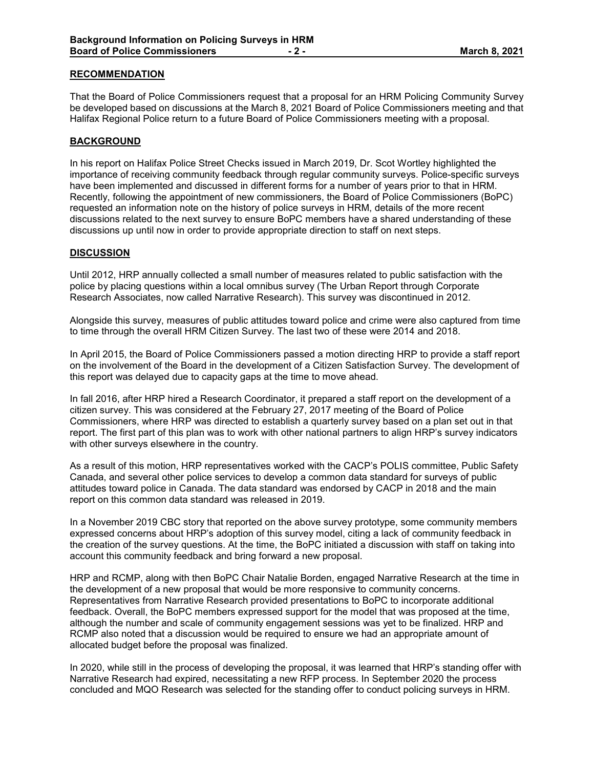## RECOMMENDATION

That the Board of Police Commissioners request that a proposal for an HRM Policing Community Survey be developed based on discussions at the March 8, 2021 Board of Police Commissioners meeting and that Halifax Regional Police return to a future Board of Police Commissioners meeting with a proposal.

## BACKGROUND

In his report on Halifax Police Street Checks issued in March 2019, Dr. Scot Wortley highlighted the importance of receiving community feedback through regular community surveys. Police-specific surveys have been implemented and discussed in different forms for a number of years prior to that in HRM. Recently, following the appointment of new commissioners, the Board of Police Commissioners (BoPC) requested an information note on the history of police surveys in HRM, details of the more recent discussions related to the next survey to ensure BoPC members have a shared understanding of these discussions up until now in order to provide appropriate direction to staff on next steps.

## DISCUSSION

Until 2012, HRP annually collected a small number of measures related to public satisfaction with the police by placing questions within a local omnibus survey (The Urban Report through Corporate Research Associates, now called Narrative Research). This survey was discontinued in 2012.

Alongside this survey, measures of public attitudes toward police and crime were also captured from time to time through the overall HRM Citizen Survey. The last two of these were 2014 and 2018.

In April 2015, the Board of Police Commissioners passed a motion directing HRP to provide a staff report on the involvement of the Board in the development of a Citizen Satisfaction Survey. The development of this report was delayed due to capacity gaps at the time to move ahead.

In fall 2016, after HRP hired a Research Coordinator, it prepared a staff report on the development of a citizen survey. This was considered at the February 27, 2017 meeting of the Board of Police Commissioners, where HRP was directed to establish a quarterly survey based on a plan set out in that report. The first part of this plan was to work with other national partners to align HRP's survey indicators with other surveys elsewhere in the country.

As a result of this motion, HRP representatives worked with the CACP's POLIS committee, Public Safety Canada, and several other police services to develop a common data standard for surveys of public attitudes toward police in Canada. The data standard was endorsed by CACP in 2018 and the main report on this common data standard was released in 2019.

In a November 2019 CBC story that reported on the above survey prototype, some community members expressed concerns about HRP's adoption of this survey model, citing a lack of community feedback in the creation of the survey questions. At the time, the BoPC initiated a discussion with staff on taking into account this community feedback and bring forward a new proposal.

HRP and RCMP, along with then BoPC Chair Natalie Borden, engaged Narrative Research at the time in the development of a new proposal that would be more responsive to community concerns. Representatives from Narrative Research provided presentations to BoPC to incorporate additional feedback. Overall, the BoPC members expressed support for the model that was proposed at the time, although the number and scale of community engagement sessions was yet to be finalized. HRP and RCMP also noted that a discussion would be required to ensure we had an appropriate amount of allocated budget before the proposal was finalized.

In 2020, while still in the process of developing the proposal, it was learned that HRP's standing offer with Narrative Research had expired, necessitating a new RFP process. In September 2020 the process concluded and MQO Research was selected for the standing offer to conduct policing surveys in HRM.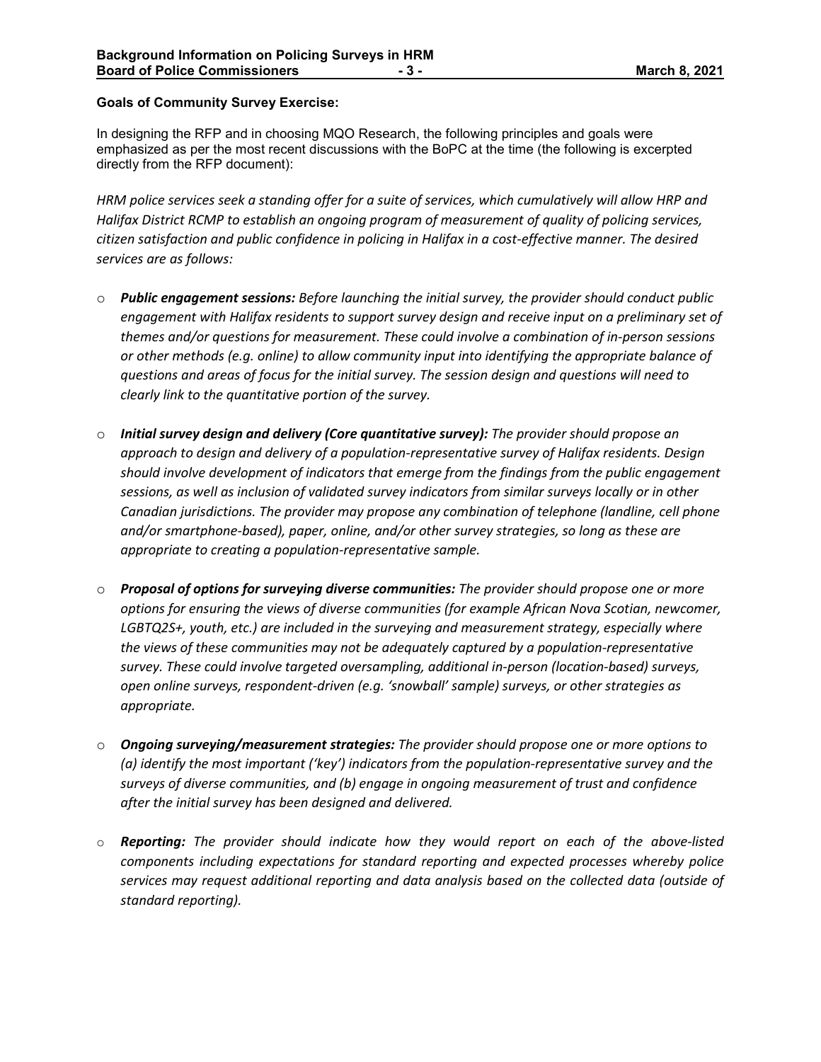**Goals of Community Survey Exercise:**

In designing the RFP and in choosing MQO Research, the following principles and goals were emphasized as per the most recent discussions with the BoPC at the time (the following is excerpted directly from the RFP document):

*HRM police services seek a standing offer for a suite of services, which cumulatively will allow HRP and Halifax District RCMP to establish an ongoing program of measurement of quality of policing services, citizen satisfaction and public confidence in policing in Halifax in a cost-effective manner. The desired services are as follows:*

- ***Public engagement sessions:*** *Before launching the initial survey, the provider should conduct public engagement with Halifax residents to support survey design and receive input on a preliminary set of themes and/or questions for measurement. These could involve a combination of in-person sessions or other methods (e.g. online) to allow community input into identifying the appropriate balance of questions and areas of focus for the initial survey. The session design and questions will need to clearly link to the quantitative portion of the survey.*

- ***Initial survey design and delivery (Core quantitative survey):*** *The provider should propose an approach to design and delivery of a population-representative survey of Halifax residents. Design should involve development of indicators that emerge from the findings from the public engagement sessions, as well as inclusion of validated survey indicators from similar surveys locally or in other Canadian jurisdictions. The provider may propose any combination of telephone (landline, cell phone and/or smartphone-based), paper, online, and/or other survey strategies, so long as these are appropriate to creating a population-representative sample.*

- ***Proposal of options for surveying diverse communities:*** *The provider should propose one or more options for ensuring the views of diverse communities (for example African Nova Scotian, newcomer, LGBTQ2S+, youth, etc.) are included in the surveying and measurement strategy, especially where the views of these communities may not be adequately captured by a population-representative survey. These could involve targeted oversampling, additional in-person (location-based) surveys, open online surveys, respondent-driven (e.g. 'snowball' sample) surveys, or other strategies as appropriate.*

- ***Ongoing surveying/measurement strategies:*** *The provider should propose one or more options to (a) identify the most important ('key') indicators from the population-representative survey and the surveys of diverse communities, and (b) engage in ongoing measurement of trust and confidence after the initial survey has been designed and delivered.*

- ***Reporting:*** *The provider should indicate how they would report on each of the above-listed components including expectations for standard reporting and expected processes whereby police services may request additional reporting and data analysis based on the collected data (outside of standard reporting).*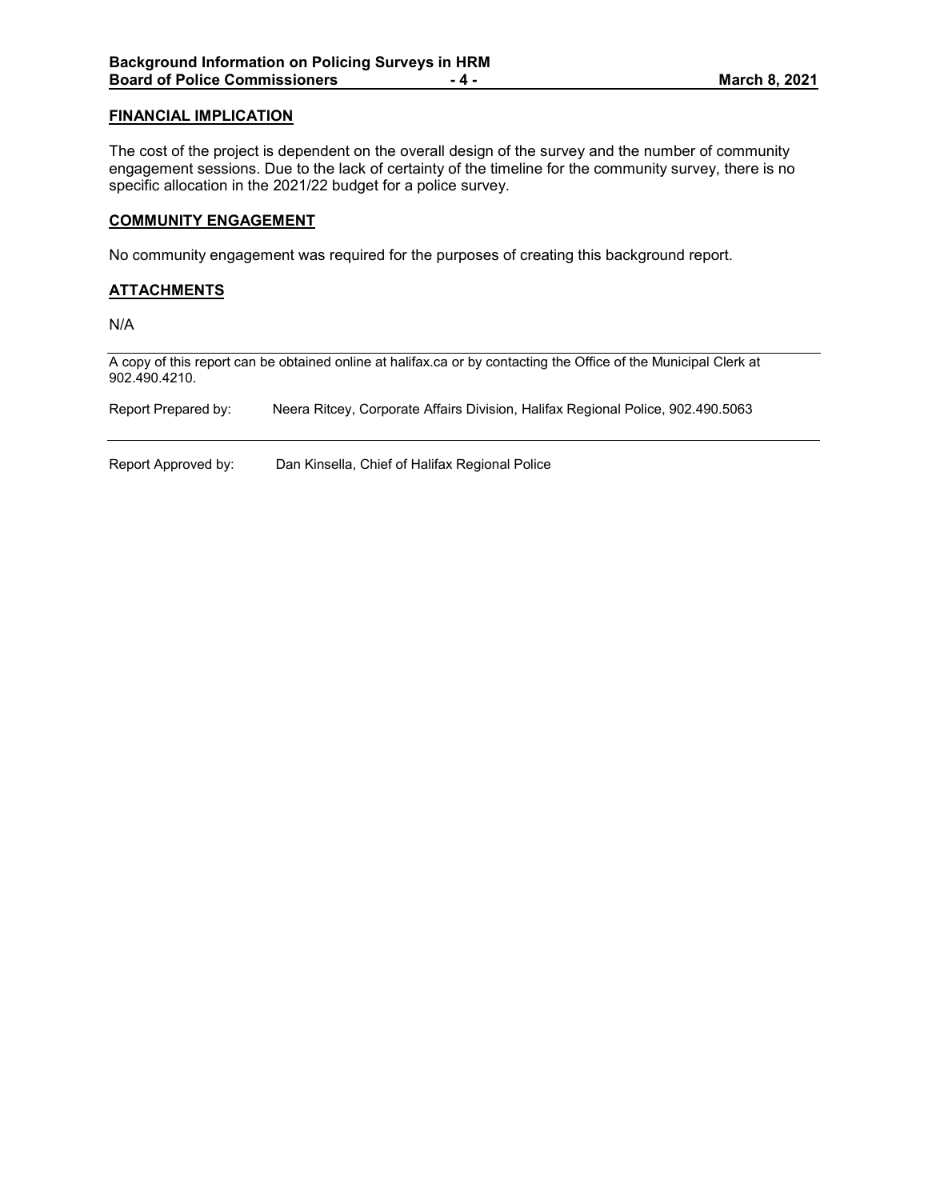## FINANCIAL IMPLICATION

The cost of the project is dependent on the overall design of the survey and the number of community engagement sessions. Due to the lack of certainty of the timeline for the community survey, there is no specific allocation in the 2021/22 budget for a police survey.

## COMMUNITY ENGAGEMENT

No community engagement was required for the purposes of creating this background report.

## ATTACHMENTS

N/A

---

A copy of this report can be obtained online at halifax.ca or by contacting the Office of the Municipal Clerk at 902.490.4210.

Report Prepared by: Neera Ritcey, Corporate Affairs Division, Halifax Regional Police, 902.490.5063

---

Report Approved by: Dan Kinsella, Chief of Halifax Regional Police